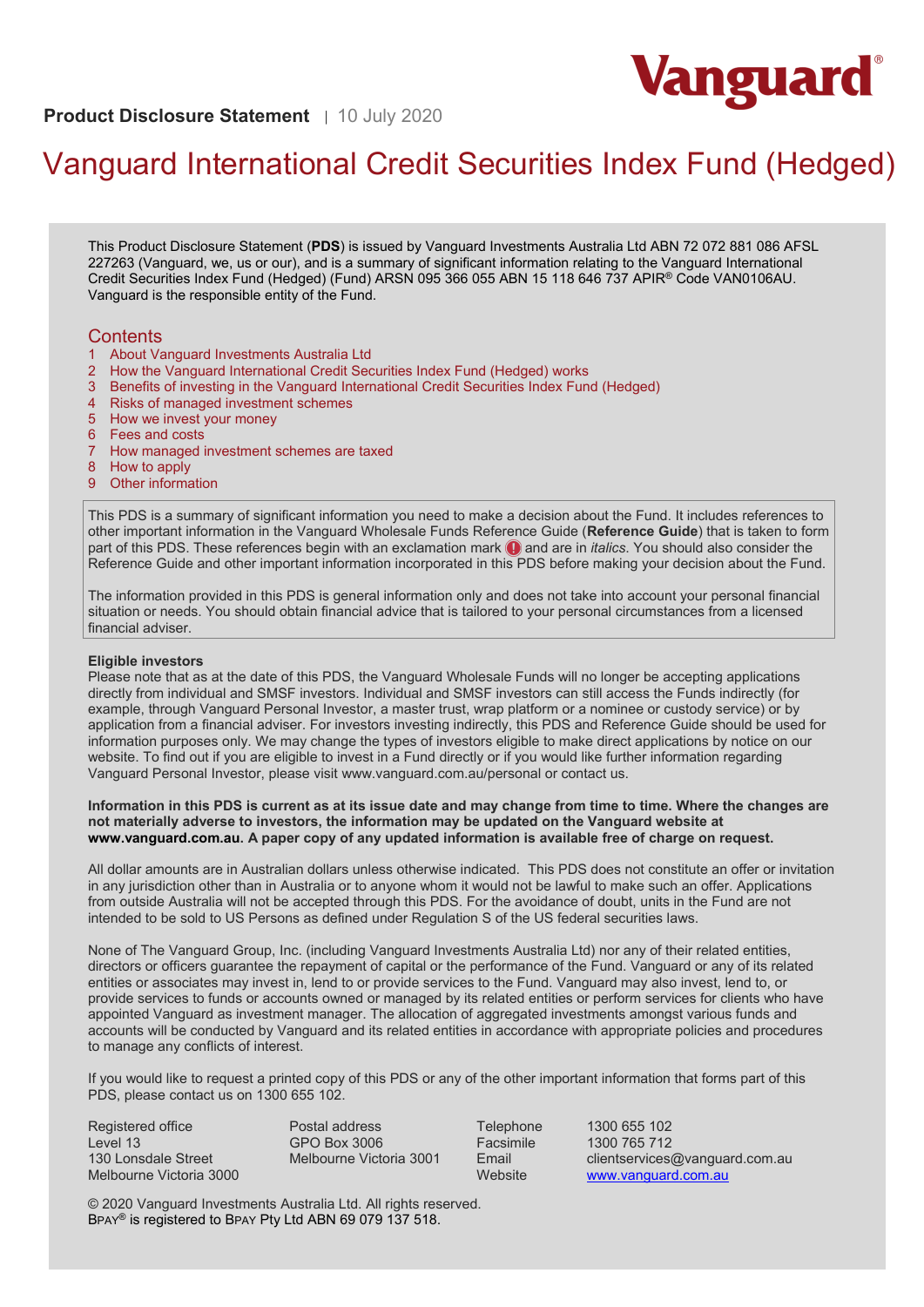Vanguard®

**Product Disclosure Statement** | 10 July 2020

# Vanguard International Credit Securities Index Fund (Hedged)

This Product Disclosure Statement (**PDS**) is issued by Vanguard Investments Australia Ltd ABN 72 072 881 086 AFSL 227263 (Vanguard, we, us or our), and is a summary of significant information relating to the Vanguard International Credit Securities Index Fund (Hedged) (Fund) ARSN 095 366 055 ABN 15 118 646 737 APIR® Code VAN0106AU. Vanguard is the responsible entity of the Fund.

## Contents

1. About Vanguard Investments Australia Ltd
2. How the Vanguard International Credit Securities Index Fund (Hedged) works
3. Benefits of investing in the Vanguard International Credit Securities Index Fund (Hedged)
4. Risks of managed investment schemes
5. How we invest your money
6. Fees and costs
7. How managed investment schemes are taxed
8. How to apply
9. Other information

This PDS is a summary of significant information you need to make a decision about the Fund. It includes references to other important information in the Vanguard Wholesale Funds Reference Guide (**Reference Guide**) that is taken to form part of this PDS. These references begin with an exclamation mark ! and are in *italics*. You should also consider the Reference Guide and other important information incorporated in this PDS before making your decision about the Fund.

The information provided in this PDS is general information only and does not take into account your personal financial situation or needs. You should obtain financial advice that is tailored to your personal circumstances from a licensed financial adviser.

**Eligible investors**

Please note that as at the date of this PDS, the Vanguard Wholesale Funds will no longer be accepting applications directly from individual and SMSF investors. Individual and SMSF investors can still access the Funds indirectly (for example, through Vanguard Personal Investor, a master trust, wrap platform or a nominee or custody service) or by application from a financial adviser. For investors investing indirectly, this PDS and Reference Guide should be used for information purposes only. We may change the types of investors eligible to make direct applications by notice on our website. To find out if you are eligible to invest in a Fund directly or if you would like further information regarding Vanguard Personal Investor, please visit www.vanguard.com.au/personal or contact us.

**Information in this PDS is current as at its issue date and may change from time to time. Where the changes are not materially adverse to investors, the information may be updated on the Vanguard website at www.vanguard.com.au. A paper copy of any updated information is available free of charge on request.**

All dollar amounts are in Australian dollars unless otherwise indicated. This PDS does not constitute an offer or invitation in any jurisdiction other than in Australia or to anyone whom it would not be lawful to make such an offer. Applications from outside Australia will not be accepted through this PDS. For the avoidance of doubt, units in the Fund are not intended to be sold to US Persons as defined under Regulation S of the US federal securities laws.

None of The Vanguard Group, Inc. (including Vanguard Investments Australia Ltd) nor any of their related entities, directors or officers guarantee the repayment of capital or the performance of the Fund. Vanguard or any of its related entities or associates may invest in, lend to or provide services to the Fund. Vanguard may also invest, lend to, or provide services to funds or accounts owned or managed by its related entities or perform services for clients who have appointed Vanguard as investment manager. The allocation of aggregated investments amongst various funds and accounts will be conducted by Vanguard and its related entities in accordance with appropriate policies and procedures to manage any conflicts of interest.

If you would like to request a printed copy of this PDS or any of the other important information that forms part of this PDS, please contact us on 1300 655 102.

Registered office
Level 13
130 Lonsdale Street
Melbourne Victoria 3000

Postal address
GPO Box 3006
Melbourne Victoria 3001

| | |
|---|---|
| Telephone | 1300 655 102 |
| Facsimile | 1300 765 712 |
| Email | clientservices@vanguard.com.au |
| Website | www.vanguard.com.au |

© 2020 Vanguard Investments Australia Ltd. All rights reserved.
BPAY® is registered to BPAY Pty Ltd ABN 69 079 137 518.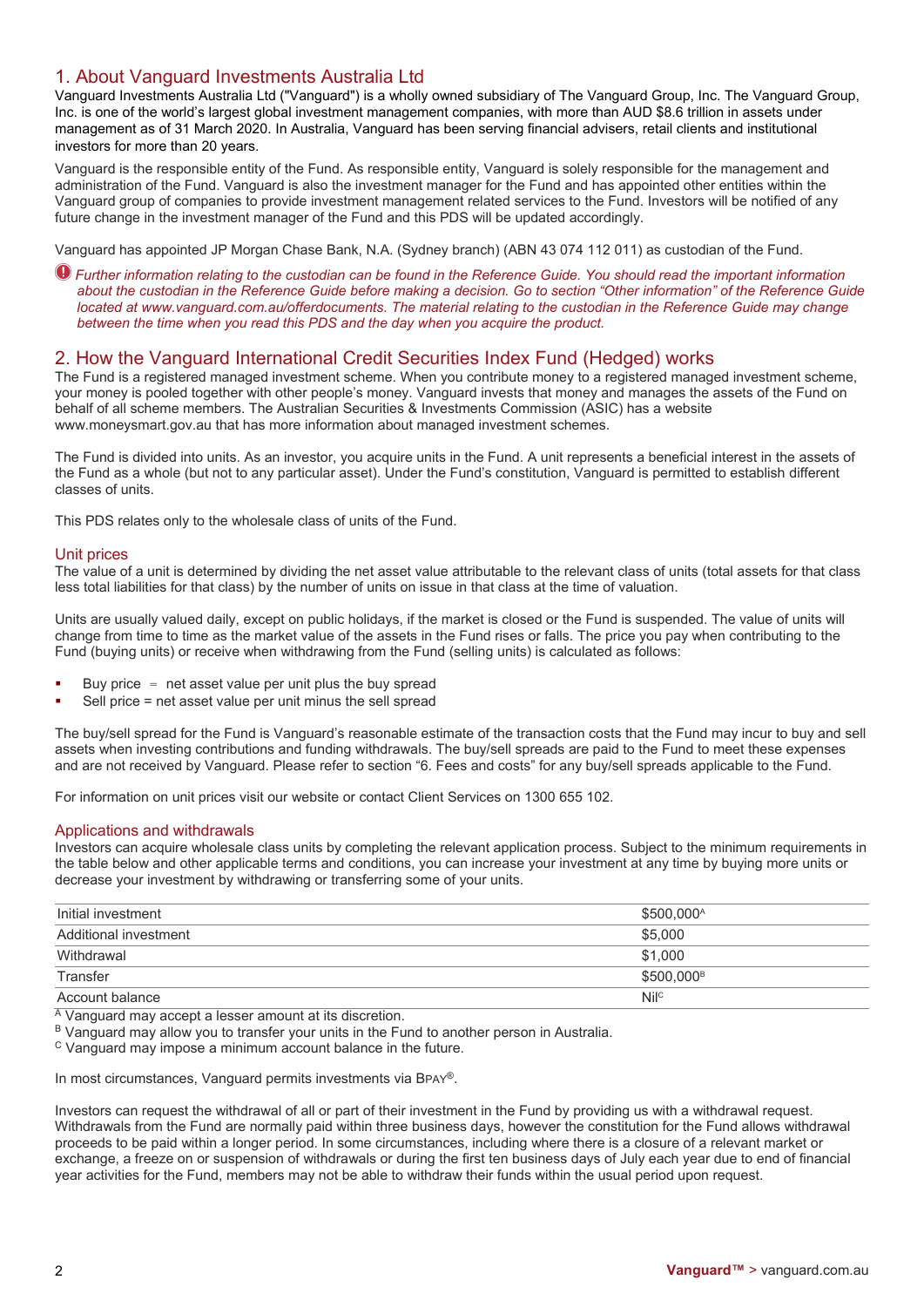## 1. About Vanguard Investments Australia Ltd

Vanguard Investments Australia Ltd ("Vanguard") is a wholly owned subsidiary of The Vanguard Group, Inc. The Vanguard Group, Inc. is one of the world's largest global investment management companies, with more than AUD $8.6 trillion in assets under management as of 31 March 2020. In Australia, Vanguard has been serving financial advisers, retail clients and institutional investors for more than 20 years.

Vanguard is the responsible entity of the Fund. As responsible entity, Vanguard is solely responsible for the management and administration of the Fund. Vanguard is also the investment manager for the Fund and has appointed other entities within the Vanguard group of companies to provide investment management related services to the Fund. Investors will be notified of any future change in the investment manager of the Fund and this PDS will be updated accordingly.

Vanguard has appointed JP Morgan Chase Bank, N.A. (Sydney branch) (ABN 43 074 112 011) as custodian of the Fund.

*Further information relating to the custodian can be found in the Reference Guide. You should read the important information about the custodian in the Reference Guide before making a decision. Go to section "Other information" of the Reference Guide located at www.vanguard.com.au/offerdocuments. The material relating to the custodian in the Reference Guide may change between the time when you read this PDS and the day when you acquire the product.*

## 2. How the Vanguard International Credit Securities Index Fund (Hedged) works

The Fund is a registered managed investment scheme. When you contribute money to a registered managed investment scheme, your money is pooled together with other people's money. Vanguard invests that money and manages the assets of the Fund on behalf of all scheme members. The Australian Securities & Investments Commission (ASIC) has a website www.moneysmart.gov.au that has more information about managed investment schemes.

The Fund is divided into units. As an investor, you acquire units in the Fund. A unit represents a beneficial interest in the assets of the Fund as a whole (but not to any particular asset). Under the Fund's constitution, Vanguard is permitted to establish different classes of units.

This PDS relates only to the wholesale class of units of the Fund.

### Unit prices

The value of a unit is determined by dividing the net asset value attributable to the relevant class of units (total assets for that class less total liabilities for that class) by the number of units on issue in that class at the time of valuation.

Units are usually valued daily, except on public holidays, if the market is closed or the Fund is suspended. The value of units will change from time to time as the market value of the assets in the Fund rises or falls. The price you pay when contributing to the Fund (buying units) or receive when withdrawing from the Fund (selling units) is calculated as follows:

- Buy price = net asset value per unit plus the buy spread
- Sell price = net asset value per unit minus the sell spread

The buy/sell spread for the Fund is Vanguard's reasonable estimate of the transaction costs that the Fund may incur to buy and sell assets when investing contributions and funding withdrawals. The buy/sell spreads are paid to the Fund to meet these expenses and are not received by Vanguard. Please refer to section "6. Fees and costs" for any buy/sell spreads applicable to the Fund.

For information on unit prices visit our website or contact Client Services on 1300 655 102.

### Applications and withdrawals

Investors can acquire wholesale class units by completing the relevant application process. Subject to the minimum requirements in the table below and other applicable terms and conditions, you can increase your investment at any time by buying more units or decrease your investment by withdrawing or transferring some of your units.

| | |
|---|---|
| Initial investment | $500,000[A] |
| Additional investment | $5,000 |
| Withdrawal | $1,000 |
| Transfer | $500,000[B] |
| Account balance | Nil[C] |

[A] Vanguard may accept a lesser amount at its discretion.
[B] Vanguard may allow you to transfer your units in the Fund to another person in Australia.
[C] Vanguard may impose a minimum account balance in the future.

In most circumstances, Vanguard permits investments via BPAY®.

Investors can request the withdrawal of all or part of their investment in the Fund by providing us with a withdrawal request. Withdrawals from the Fund are normally paid within three business days, however the constitution for the Fund allows withdrawal proceeds to be paid within a longer period. In some circumstances, including where there is a closure of a relevant market or exchange, a freeze on or suspension of withdrawals or during the first ten business days of July each year due to end of financial year activities for the Fund, members may not be able to withdraw their funds within the usual period upon request.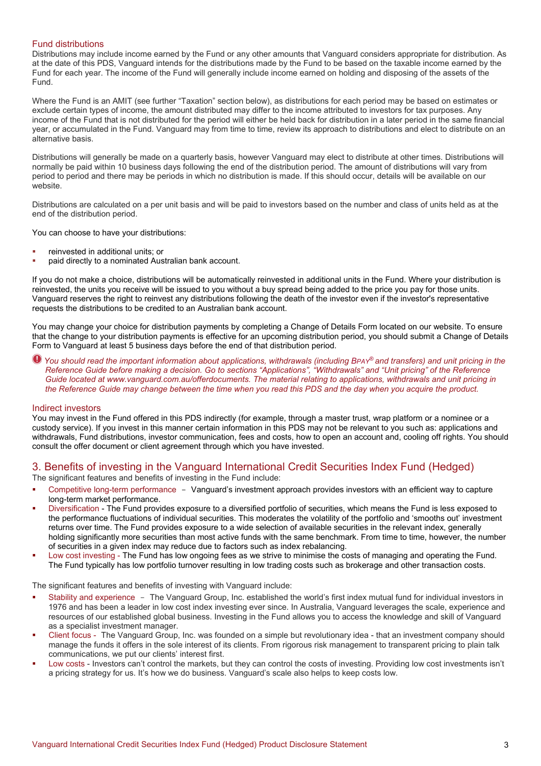### Fund distributions

Distributions may include income earned by the Fund or any other amounts that Vanguard considers appropriate for distribution. As at the date of this PDS, Vanguard intends for the distributions made by the Fund to be based on the taxable income earned by the Fund for each year. The income of the Fund will generally include income earned on holding and disposing of the assets of the Fund.

Where the Fund is an AMIT (see further "Taxation" section below), as distributions for each period may be based on estimates or exclude certain types of income, the amount distributed may differ to the income attributed to investors for tax purposes. Any income of the Fund that is not distributed for the period will either be held back for distribution in a later period in the same financial year, or accumulated in the Fund. Vanguard may from time to time, review its approach to distributions and elect to distribute on an alternative basis.

Distributions will generally be made on a quarterly basis, however Vanguard may elect to distribute at other times. Distributions will normally be paid within 10 business days following the end of the distribution period. The amount of distributions will vary from period to period and there may be periods in which no distribution is made. If this should occur, details will be available on our website.

Distributions are calculated on a per unit basis and will be paid to investors based on the number and class of units held as at the end of the distribution period.

You can choose to have your distributions:

- reinvested in additional units; or
- paid directly to a nominated Australian bank account.

If you do not make a choice, distributions will be automatically reinvested in additional units in the Fund. Where your distribution is reinvested, the units you receive will be issued to you without a buy spread being added to the price you pay for those units. Vanguard reserves the right to reinvest any distributions following the death of the investor even if the investor's representative requests the distributions to be credited to an Australian bank account.

You may change your choice for distribution payments by completing a Change of Details Form located on our website. To ensure that the change to your distribution payments is effective for an upcoming distribution period, you should submit a Change of Details Form to Vanguard at least 5 business days before the end of that distribution period.

*You should read the important information about applications, withdrawals (including BPAY® and transfers) and unit pricing in the Reference Guide before making a decision. Go to sections "Applications", "Withdrawals" and "Unit pricing" of the Reference Guide located at www.vanguard.com.au/offerdocuments. The material relating to applications, withdrawals and unit pricing in the Reference Guide may change between the time when you read this PDS and the day when you acquire the product.*

### Indirect investors

You may invest in the Fund offered in this PDS indirectly (for example, through a master trust, wrap platform or a nominee or a custody service). If you invest in this manner certain information in this PDS may not be relevant to you such as: applications and withdrawals, Fund distributions, investor communication, fees and costs, how to open an account and, cooling off rights. You should consult the offer document or client agreement through which you have invested.

## 3. Benefits of investing in the Vanguard International Credit Securities Index Fund (Hedged)

The significant features and benefits of investing in the Fund include:

- Competitive long-term performance – Vanguard's investment approach provides investors with an efficient way to capture long-term market performance.
- Diversification - The Fund provides exposure to a diversified portfolio of securities, which means the Fund is less exposed to the performance fluctuations of individual securities. This moderates the volatility of the portfolio and 'smooths out' investment returns over time. The Fund provides exposure to a wide selection of available securities in the relevant index, generally holding significantly more securities than most active funds with the same benchmark. From time to time, however, the number of securities in a given index may reduce due to factors such as index rebalancing.
- Low cost investing - The Fund has low ongoing fees as we strive to minimise the costs of managing and operating the Fund. The Fund typically has low portfolio turnover resulting in low trading costs such as brokerage and other transaction costs.

The significant features and benefits of investing with Vanguard include:

- Stability and experience – The Vanguard Group, Inc. established the world's first index mutual fund for individual investors in 1976 and has been a leader in low cost index investing ever since. In Australia, Vanguard leverages the scale, experience and resources of our established global business. Investing in the Fund allows you to access the knowledge and skill of Vanguard as a specialist investment manager.
- Client focus - The Vanguard Group, Inc. was founded on a simple but revolutionary idea - that an investment company should manage the funds it offers in the sole interest of its clients. From rigorous risk management to transparent pricing to plain talk communications, we put our clients' interest first.
- Low costs - Investors can't control the markets, but they can control the costs of investing. Providing low cost investments isn't a pricing strategy for us. It's how we do business. Vanguard's scale also helps to keep costs low.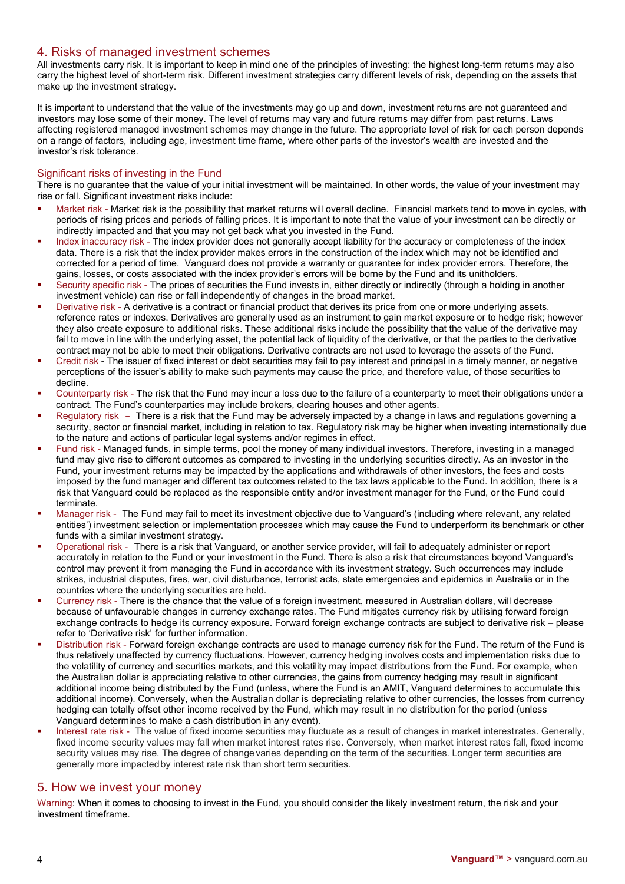## 4. Risks of managed investment schemes

All investments carry risk. It is important to keep in mind one of the principles of investing: the highest long-term returns may also carry the highest level of short-term risk. Different investment strategies carry different levels of risk, depending on the assets that make up the investment strategy.

It is important to understand that the value of the investments may go up and down, investment returns are not guaranteed and investors may lose some of their money. The level of returns may vary and future returns may differ from past returns. Laws affecting registered managed investment schemes may change in the future. The appropriate level of risk for each person depends on a range of factors, including age, investment time frame, where other parts of the investor's wealth are invested and the investor's risk tolerance.

### Significant risks of investing in the Fund

There is no guarantee that the value of your initial investment will be maintained. In other words, the value of your investment may rise or fall. Significant investment risks include:

- Market risk - Market risk is the possibility that market returns will overall decline. Financial markets tend to move in cycles, with periods of rising prices and periods of falling prices. It is important to note that the value of your investment can be directly or indirectly impacted and that you may not get back what you invested in the Fund.
- Index inaccuracy risk - The index provider does not generally accept liability for the accuracy or completeness of the index data. There is a risk that the index provider makes errors in the construction of the index which may not be identified and corrected for a period of time. Vanguard does not provide a warranty or guarantee for index provider errors. Therefore, the gains, losses, or costs associated with the index provider's errors will be borne by the Fund and its unitholders.
- Security specific risk - The prices of securities the Fund invests in, either directly or indirectly (through a holding in another investment vehicle) can rise or fall independently of changes in the broad market.
- Derivative risk - A derivative is a contract or financial product that derives its price from one or more underlying assets, reference rates or indexes. Derivatives are generally used as an instrument to gain market exposure or to hedge risk; however they also create exposure to additional risks. These additional risks include the possibility that the value of the derivative may fail to move in line with the underlying asset, the potential lack of liquidity of the derivative, or that the parties to the derivative contract may not be able to meet their obligations. Derivative contracts are not used to leverage the assets of the Fund.
- Credit risk - The issuer of fixed interest or debt securities may fail to pay interest and principal in a timely manner, or negative perceptions of the issuer's ability to make such payments may cause the price, and therefore value, of those securities to decline.
- Counterparty risk - The risk that the Fund may incur a loss due to the failure of a counterparty to meet their obligations under a contract. The Fund's counterparties may include brokers, clearing houses and other agents.
- Regulatory risk – There is a risk that the Fund may be adversely impacted by a change in laws and regulations governing a security, sector or financial market, including in relation to tax. Regulatory risk may be higher when investing internationally due to the nature and actions of particular legal systems and/or regimes in effect.
- Fund risk - Managed funds, in simple terms, pool the money of many individual investors. Therefore, investing in a managed fund may give rise to different outcomes as compared to investing in the underlying securities directly. As an investor in the Fund, your investment returns may be impacted by the applications and withdrawals of other investors, the fees and costs imposed by the fund manager and different tax outcomes related to the tax laws applicable to the Fund. In addition, there is a risk that Vanguard could be replaced as the responsible entity and/or investment manager for the Fund, or the Fund could terminate.
- Manager risk - The Fund may fail to meet its investment objective due to Vanguard's (including where relevant, any related entities') investment selection or implementation processes which may cause the Fund to underperform its benchmark or other funds with a similar investment strategy.
- Operational risk - There is a risk that Vanguard, or another service provider, will fail to adequately administer or report accurately in relation to the Fund or your investment in the Fund. There is also a risk that circumstances beyond Vanguard's control may prevent it from managing the Fund in accordance with its investment strategy. Such occurrences may include strikes, industrial disputes, fires, war, civil disturbance, terrorist acts, state emergencies and epidemics in Australia or in the countries where the underlying securities are held.
- Currency risk - There is the chance that the value of a foreign investment, measured in Australian dollars, will decrease because of unfavourable changes in currency exchange rates. The Fund mitigates currency risk by utilising forward foreign exchange contracts to hedge its currency exposure. Forward foreign exchange contracts are subject to derivative risk – please refer to 'Derivative risk' for further information.
- Distribution risk - Forward foreign exchange contracts are used to manage currency risk for the Fund. The return of the Fund is thus relatively unaffected by currency fluctuations. However, currency hedging involves costs and implementation risks due to the volatility of currency and securities markets, and this volatility may impact distributions from the Fund. For example, when the Australian dollar is appreciating relative to other currencies, the gains from currency hedging may result in significant additional income being distributed by the Fund (unless, where the Fund is an AMIT, Vanguard determines to accumulate this additional income). Conversely, when the Australian dollar is depreciating relative to other currencies, the losses from currency hedging can totally offset other income received by the Fund, which may result in no distribution for the period (unless Vanguard determines to make a cash distribution in any event).
- Interest rate risk - The value of fixed income securities may fluctuate as a result of changes in market interest rates. Generally, fixed income security values may fall when market interest rates rise. Conversely, when market interest rates fall, fixed income security values may rise. The degree of change varies depending on the term of the securities. Longer term securities are generally more impacted by interest rate risk than short term securities.

## 5. How we invest your money

Warning: When it comes to choosing to invest in the Fund, you should consider the likely investment return, the risk and your investment timeframe.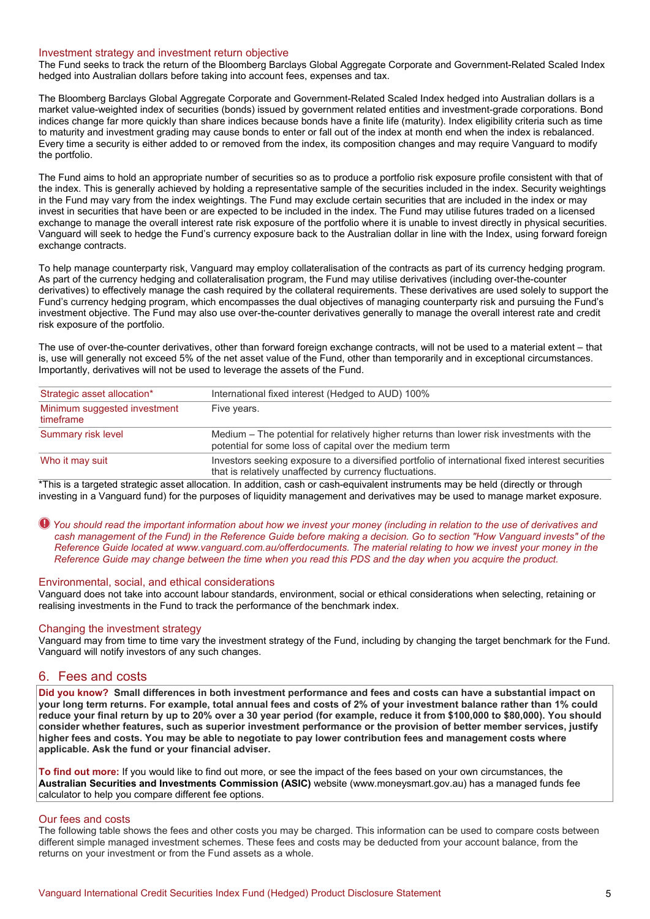### Investment strategy and investment return objective

The Fund seeks to track the return of the Bloomberg Barclays Global Aggregate Corporate and Government-Related Scaled Index hedged into Australian dollars before taking into account fees, expenses and tax.

The Bloomberg Barclays Global Aggregate Corporate and Government-Related Scaled Index hedged into Australian dollars is a market value-weighted index of securities (bonds) issued by government related entities and investment-grade corporations. Bond indices change far more quickly than share indices because bonds have a finite life (maturity). Index eligibility criteria such as time to maturity and investment grading may cause bonds to enter or fall out of the index at month end when the index is rebalanced. Every time a security is either added to or removed from the index, its composition changes and may require Vanguard to modify the portfolio.

The Fund aims to hold an appropriate number of securities so as to produce a portfolio risk exposure profile consistent with that of the index. This is generally achieved by holding a representative sample of the securities included in the index. Security weightings in the Fund may vary from the index weightings. The Fund may exclude certain securities that are included in the index or may invest in securities that have been or are expected to be included in the index. The Fund may utilise futures traded on a licensed exchange to manage the overall interest rate risk exposure of the portfolio where it is unable to invest directly in physical securities. Vanguard will seek to hedge the Fund's currency exposure back to the Australian dollar in line with the Index, using forward foreign exchange contracts.

To help manage counterparty risk, Vanguard may employ collateralisation of the contracts as part of its currency hedging program. As part of the currency hedging and collateralisation program, the Fund may utilise derivatives (including over-the-counter derivatives) to effectively manage the cash required by the collateral requirements. These derivatives are used solely to support the Fund's currency hedging program, which encompasses the dual objectives of managing counterparty risk and pursuing the Fund's investment objective. The Fund may also use over-the-counter derivatives generally to manage the overall interest rate and credit risk exposure of the portfolio.

The use of over-the-counter derivatives, other than forward foreign exchange contracts, will not be used to a material extent – that is, use will generally not exceed 5% of the net asset value of the Fund, other than temporarily and in exceptional circumstances. Importantly, derivatives will not be used to leverage the assets of the Fund.

| | |
|---|---|
| Strategic asset allocation* | International fixed interest (Hedged to AUD) 100% |
| Minimum suggested investment timeframe | Five years. |
| Summary risk level | Medium – The potential for relatively higher returns than lower risk investments with the potential for some loss of capital over the medium term |
| Who it may suit | Investors seeking exposure to a diversified portfolio of international fixed interest securities that is relatively unaffected by currency fluctuations. |

*This is a targeted strategic asset allocation. In addition, cash or cash-equivalent instruments may be held (directly or through investing in a Vanguard fund) for the purposes of liquidity management and derivatives may be used to manage market exposure.

*You should read the important information about how we invest your money (including in relation to the use of derivatives and cash management of the Fund) in the Reference Guide before making a decision. Go to section "How Vanguard invests" of the Reference Guide located at www.vanguard.com.au/offerdocuments. The material relating to how we invest your money in the Reference Guide may change between the time when you read this PDS and the day when you acquire the product.*

### Environmental, social, and ethical considerations

Vanguard does not take into account labour standards, environment, social or ethical considerations when selecting, retaining or realising investments in the Fund to track the performance of the benchmark index.

### Changing the investment strategy

Vanguard may from time to time vary the investment strategy of the Fund, including by changing the target benchmark for the Fund. Vanguard will notify investors of any such changes.

## 6. Fees and costs

**Did you know? Small differences in both investment performance and fees and costs can have a substantial impact on your long term returns. For example, total annual fees and costs of 2% of your investment balance rather than 1% could reduce your final return by up to 20% over a 30 year period (for example, reduce it from $100,000 to $80,000). You should consider whether features, such as superior investment performance or the provision of better member services, justify higher fees and costs. You may be able to negotiate to pay lower contribution fees and management costs where applicable. Ask the fund or your financial adviser.**

**To find out more:** If you would like to find out more, or see the impact of the fees based on your own circumstances, the **Australian Securities and Investments Commission (ASIC)** website (www.moneysmart.gov.au) has a managed funds fee calculator to help you compare different fee options.

### Our fees and costs

The following table shows the fees and other costs you may be charged. This information can be used to compare costs between different simple managed investment schemes. These fees and costs may be deducted from your account balance, from the returns on your investment or from the Fund assets as a whole.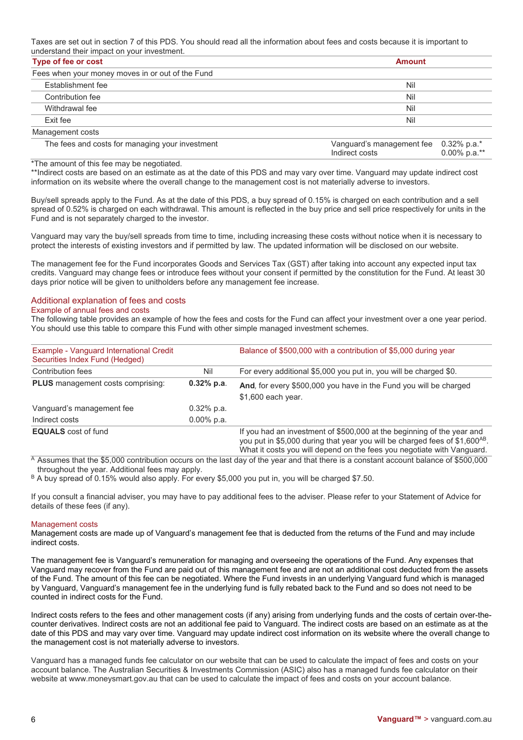Taxes are set out in section 7 of this PDS. You should read all the information about fees and costs because it is important to understand their impact on your investment.

| Type of fee or cost | Amount |
|---|---|
| Fees when your money moves in or out of the Fund | |
| Establishment fee | Nil |
| Contribution fee | Nil |
| Withdrawal fee | Nil |
| Exit fee | Nil |
| Management costs | |
| The fees and costs for managing your investment | Vanguard's management fee 0.32% p.a.* <br> Indirect costs 0.00% p.a.** |

*The amount of this fee may be negotiated.
**Indirect costs are based on an estimate as at the date of this PDS and may vary over time. Vanguard may update indirect cost information on its website where the overall change to the management cost is not materially adverse to investors.

Buy/sell spreads apply to the Fund. As at the date of this PDS, a buy spread of 0.15% is charged on each contribution and a sell spread of 0.52% is charged on each withdrawal. This amount is reflected in the buy price and sell price respectively for units in the Fund and is not separately charged to the investor.

Vanguard may vary the buy/sell spreads from time to time, including increasing these costs without notice when it is necessary to protect the interests of existing investors and if permitted by law. The updated information will be disclosed on our website.

The management fee for the Fund incorporates Goods and Services Tax (GST) after taking into account any expected input tax credits. Vanguard may change fees or introduce fees without your consent if permitted by the constitution for the Fund. At least 30 days prior notice will be given to unitholders before any management fee increase.

## Additional explanation of fees and costs

### Example of annual fees and costs

The following table provides an example of how the fees and costs for the Fund can affect your investment over a one year period. You should use this table to compare this Fund with other simple managed investment schemes.

| Example - Vanguard International Credit Securities Index Fund (Hedged) | | Balance of $500,000 with a contribution of $5,000 during year |
|---|---|---|
| Contribution fees | Nil | For every additional $5,000 you put in, you will be charged $0. |
| **PLUS** management costs comprising: | **0.32% p.a.** | **And**, for every $500,000 you have in the Fund you will be charged $1,600 each year. |
| Vanguard's management fee | 0.32% p.a. | |
| Indirect costs | 0.00% p.a. | |
| **EQUALS** cost of fund | | If you had an investment of $500,000 at the beginning of the year and you put in $5,000 during that year you will be charged fees of $1,600[AB]. What it costs you will depend on the fees you negotiate with Vanguard. |

[A] Assumes that the $5,000 contribution occurs on the last day of the year and that there is a constant account balance of $500,000 throughout the year. Additional fees may apply.
[B] A buy spread of 0.15% would also apply. For every $5,000 you put in, you will be charged $7.50.

If you consult a financial adviser, you may have to pay additional fees to the adviser. Please refer to your Statement of Advice for details of these fees (if any).

### Management costs

Management costs are made up of Vanguard's management fee that is deducted from the returns of the Fund and may include indirect costs.

The management fee is Vanguard's remuneration for managing and overseeing the operations of the Fund. Any expenses that Vanguard may recover from the Fund are paid out of this management fee and are not an additional cost deducted from the assets of the Fund. The amount of this fee can be negotiated. Where the Fund invests in an underlying Vanguard fund which is managed by Vanguard, Vanguard's management fee in the underlying fund is fully rebated back to the Fund and so does not need to be counted in indirect costs for the Fund.

Indirect costs refers to the fees and other management costs (if any) arising from underlying funds and the costs of certain over-the-counter derivatives. Indirect costs are not an additional fee paid to Vanguard. The indirect costs are based on an estimate as at the date of this PDS and may vary over time. Vanguard may update indirect cost information on its website where the overall change to the management cost is not materially adverse to investors.

Vanguard has a managed funds fee calculator on our website that can be used to calculate the impact of fees and costs on your account balance. The Australian Securities & Investments Commission (ASIC) also has a managed funds fee calculator on their website at www.moneysmart.gov.au that can be used to calculate the impact of fees and costs on your account balance.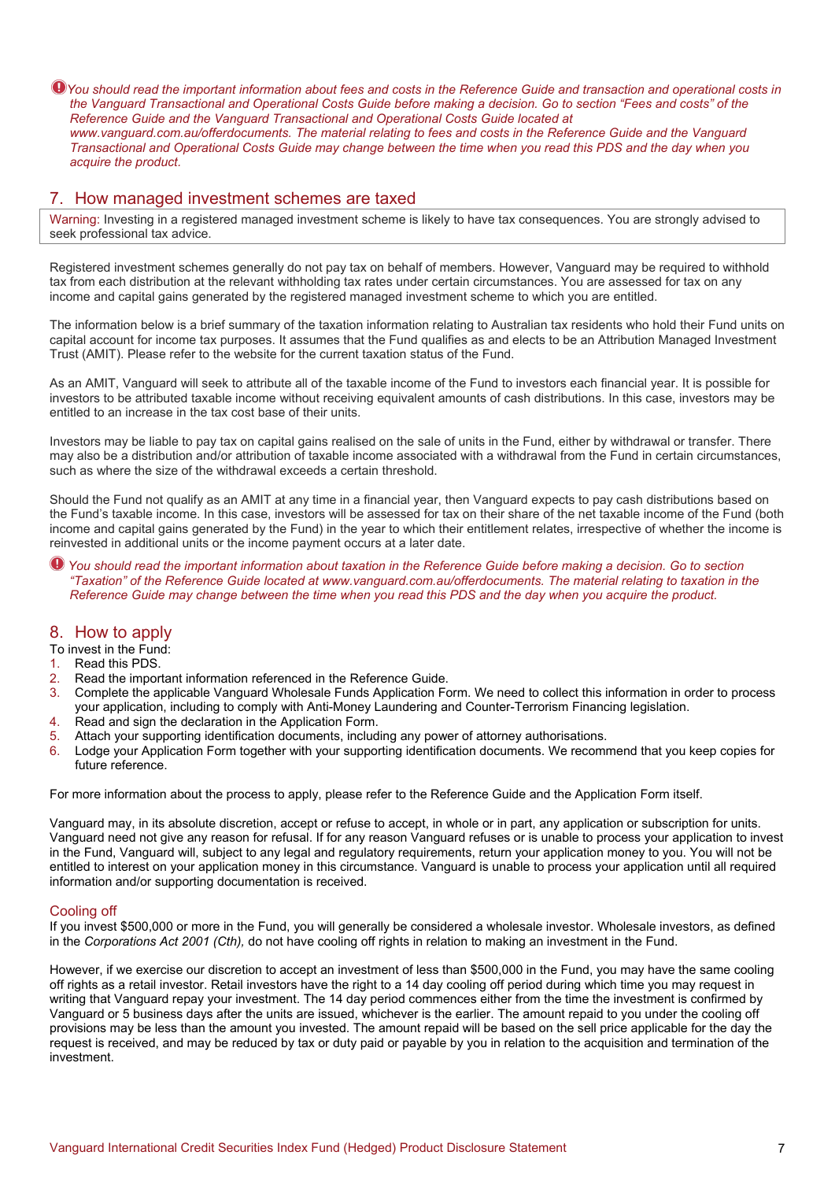*You should read the important information about fees and costs in the Reference Guide and transaction and operational costs in the Vanguard Transactional and Operational Costs Guide before making a decision. Go to section "Fees and costs" of the Reference Guide and the Vanguard Transactional and Operational Costs Guide located at www.vanguard.com.au/offerdocuments. The material relating to fees and costs in the Reference Guide and the Vanguard Transactional and Operational Costs Guide may change between the time when you read this PDS and the day when you acquire the product.*

## 7. How managed investment schemes are taxed

Warning: Investing in a registered managed investment scheme is likely to have tax consequences. You are strongly advised to seek professional tax advice.

Registered investment schemes generally do not pay tax on behalf of members. However, Vanguard may be required to withhold tax from each distribution at the relevant withholding tax rates under certain circumstances. You are assessed for tax on any income and capital gains generated by the registered managed investment scheme to which you are entitled.

The information below is a brief summary of the taxation information relating to Australian tax residents who hold their Fund units on capital account for income tax purposes. It assumes that the Fund qualifies as and elects to be an Attribution Managed Investment Trust (AMIT). Please refer to the website for the current taxation status of the Fund.

As an AMIT, Vanguard will seek to attribute all of the taxable income of the Fund to investors each financial year. It is possible for investors to be attributed taxable income without receiving equivalent amounts of cash distributions. In this case, investors may be entitled to an increase in the tax cost base of their units.

Investors may be liable to pay tax on capital gains realised on the sale of units in the Fund, either by withdrawal or transfer. There may also be a distribution and/or attribution of taxable income associated with a withdrawal from the Fund in certain circumstances, such as where the size of the withdrawal exceeds a certain threshold.

Should the Fund not qualify as an AMIT at any time in a financial year, then Vanguard expects to pay cash distributions based on the Fund's taxable income. In this case, investors will be assessed for tax on their share of the net taxable income of the Fund (both income and capital gains generated by the Fund) in the year to which their entitlement relates, irrespective of whether the income is reinvested in additional units or the income payment occurs at a later date.

*You should read the important information about taxation in the Reference Guide before making a decision. Go to section "Taxation" of the Reference Guide located at www.vanguard.com.au/offerdocuments. The material relating to taxation in the Reference Guide may change between the time when you read this PDS and the day when you acquire the product.*

## 8. How to apply

To invest in the Fund:

1. Read this PDS.
2. Read the important information referenced in the Reference Guide.
3. Complete the applicable Vanguard Wholesale Funds Application Form. We need to collect this information in order to process your application, including to comply with Anti-Money Laundering and Counter-Terrorism Financing legislation.
4. Read and sign the declaration in the Application Form.
5. Attach your supporting identification documents, including any power of attorney authorisations.
6. Lodge your Application Form together with your supporting identification documents. We recommend that you keep copies for future reference.

For more information about the process to apply, please refer to the Reference Guide and the Application Form itself.

Vanguard may, in its absolute discretion, accept or refuse to accept, in whole or in part, any application or subscription for units. Vanguard need not give any reason for refusal. If for any reason Vanguard refuses or is unable to process your application to invest in the Fund, Vanguard will, subject to any legal and regulatory requirements, return your application money to you. You will not be entitled to interest on your application money in this circumstance. Vanguard is unable to process your application until all required information and/or supporting documentation is received.

### Cooling off

If you invest $500,000 or more in the Fund, you will generally be considered a wholesale investor. Wholesale investors, as defined in the *Corporations Act 2001 (Cth),* do not have cooling off rights in relation to making an investment in the Fund.

However, if we exercise our discretion to accept an investment of less than $500,000 in the Fund, you may have the same cooling off rights as a retail investor. Retail investors have the right to a 14 day cooling off period during which time you may request in writing that Vanguard repay your investment. The 14 day period commences either from the time the investment is confirmed by Vanguard or 5 business days after the units are issued, whichever is the earlier. The amount repaid to you under the cooling off provisions may be less than the amount you invested. The amount repaid will be based on the sell price applicable for the day the request is received, and may be reduced by tax or duty paid or payable by you in relation to the acquisition and termination of the investment.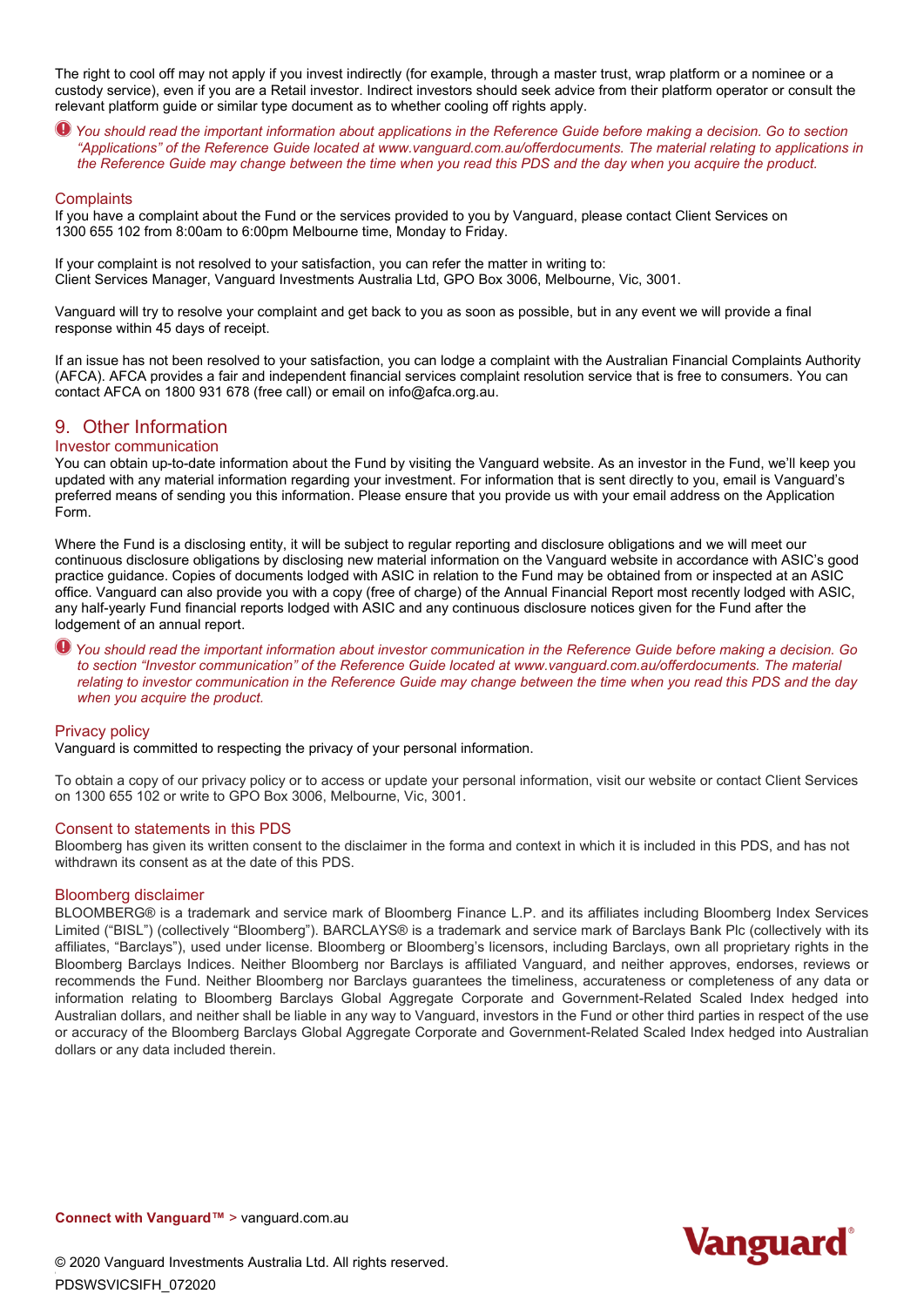The right to cool off may not apply if you invest indirectly (for example, through a master trust, wrap platform or a nominee or a custody service), even if you are a Retail investor. Indirect investors should seek advice from their platform operator or consult the relevant platform guide or similar type document as to whether cooling off rights apply.

*You should read the important information about applications in the Reference Guide before making a decision. Go to section "Applications" of the Reference Guide located at www.vanguard.com.au/offerdocuments. The material relating to applications in the Reference Guide may change between the time when you read this PDS and the day when you acquire the product.*

### Complaints

If you have a complaint about the Fund or the services provided to you by Vanguard, please contact Client Services on 1300 655 102 from 8:00am to 6:00pm Melbourne time, Monday to Friday.

If your complaint is not resolved to your satisfaction, you can refer the matter in writing to:
Client Services Manager, Vanguard Investments Australia Ltd, GPO Box 3006, Melbourne, Vic, 3001.

Vanguard will try to resolve your complaint and get back to you as soon as possible, but in any event we will provide a final response within 45 days of receipt.

If an issue has not been resolved to your satisfaction, you can lodge a complaint with the Australian Financial Complaints Authority (AFCA). AFCA provides a fair and independent financial services complaint resolution service that is free to consumers. You can contact AFCA on 1800 931 678 (free call) or email on info@afca.org.au.

## 9. Other Information

### Investor communication

You can obtain up-to-date information about the Fund by visiting the Vanguard website. As an investor in the Fund, we'll keep you updated with any material information regarding your investment. For information that is sent directly to you, email is Vanguard's preferred means of sending you this information. Please ensure that you provide us with your email address on the Application Form.

Where the Fund is a disclosing entity, it will be subject to regular reporting and disclosure obligations and we will meet our continuous disclosure obligations by disclosing new material information on the Vanguard website in accordance with ASIC's good practice guidance. Copies of documents lodged with ASIC in relation to the Fund may be obtained from or inspected at an ASIC office. Vanguard can also provide you with a copy (free of charge) of the Annual Financial Report most recently lodged with ASIC, any half-yearly Fund financial reports lodged with ASIC and any continuous disclosure notices given for the Fund after the lodgement of an annual report.

*You should read the important information about investor communication in the Reference Guide before making a decision. Go to section "Investor communication" of the Reference Guide located at www.vanguard.com.au/offerdocuments. The material relating to investor communication in the Reference Guide may change between the time when you read this PDS and the day when you acquire the product.*

### Privacy policy

Vanguard is committed to respecting the privacy of your personal information.

To obtain a copy of our privacy policy or to access or update your personal information, visit our website or contact Client Services on 1300 655 102 or write to GPO Box 3006, Melbourne, Vic, 3001.

### Consent to statements in this PDS

Bloomberg has given its written consent to the disclaimer in the forma and context in which it is included in this PDS, and has not withdrawn its consent as at the date of this PDS.

### Bloomberg disclaimer

BLOOMBERG® is a trademark and service mark of Bloomberg Finance L.P. and its affiliates including Bloomberg Index Services Limited ("BISL") (collectively "Bloomberg"). BARCLAYS® is a trademark and service mark of Barclays Bank Plc (collectively with its affiliates, "Barclays"), used under license. Bloomberg or Bloomberg's licensors, including Barclays, own all proprietary rights in the Bloomberg Barclays Indices. Neither Bloomberg nor Barclays is affiliated Vanguard, and neither approves, endorses, reviews or recommends the Fund. Neither Bloomberg nor Barclays guarantees the timeliness, accurateness or completeness of any data or information relating to Bloomberg Barclays Global Aggregate Corporate and Government-Related Scaled Index hedged into Australian dollars, and neither shall be liable in any way to Vanguard, investors in the Fund or other third parties in respect of the use or accuracy of the Bloomberg Barclays Global Aggregate Corporate and Government-Related Scaled Index hedged into Australian dollars or any data included therein.

**Connect with Vanguard™** > vanguard.com.au

Vanguard®

© 2020 Vanguard Investments Australia Ltd. All rights reserved.
PDSWSVICSIFH_072020